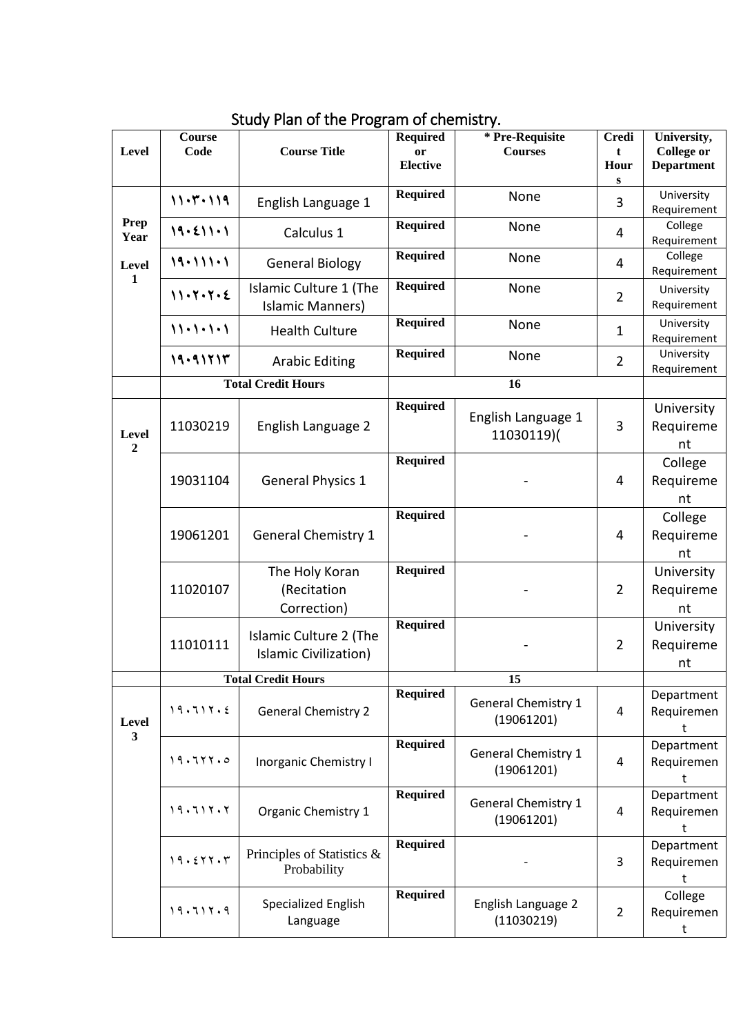## Study Plan of the Program of chemistry.

| Level | Course Code | Course Title | Required or Elective | * Pre-Requisite Courses | Credit Hours | University, College or Department |
|---|---|---|---|---|---|---|
| Prep Year Level 1 | ١١٠٣٠١١٩ | English Language 1 | Required | None | 3 | University Requirement |
| | ١٩٠٤١١٠١ | Calculus 1 | Required | None | 4 | College Requirement |
| | ١٩٠١١١٠١ | General Biology | Required | None | 4 | College Requirement |
| | ١١٠٢٠٢٠٤ | Islamic Culture 1 (The Islamic Manners) | Required | None | 2 | University Requirement |
| | ١١٠١٠١٠١ | Health Culture | Required | None | 1 | University Requirement |
| | ١٩٠٩١٢١٣ | Arabic Editing | Required | None | 2 | University Requirement |
| | Total Credit Hours | | 16 | | | |
| Level 2 | 11030219 | English Language 2 | Required | English Language 1 11030119)( | 3 | University Requirement |
| | 19031104 | General Physics 1 | Required | - | 4 | College Requirement |
| | 19061201 | General Chemistry 1 | Required | - | 4 | College Requirement |
| | 11020107 | The Holy Koran (Recitation Correction) | Required | - | 2 | University Requirement |
| | 11010111 | Islamic Culture 2 (The Islamic Civilization) | Required | - | 2 | University Requirement |
| | Total Credit Hours | | 15 | | | |
| Level 3 | ١٩٠٦١٢٠٤ | General Chemistry 2 | Required | General Chemistry 1 (19061201) | 4 | Department Requirement |
| | ١٩٠٦٢٢٠٥ | Inorganic Chemistry I | Required | General Chemistry 1 (19061201) | 4 | Department Requirement |
| | ١٩٠٦١٢٠٢ | Organic Chemistry 1 | Required | General Chemistry 1 (19061201) | 4 | Department Requirement |
| | ١٩٠٤٢٢٠٣ | Principles of Statistics & Probability | Required | - | 3 | Department Requirement |
| | ١٩٠٦١٢٠٩ | Specialized English Language | Required | English Language 2 (11030219) | 2 | College Requirement |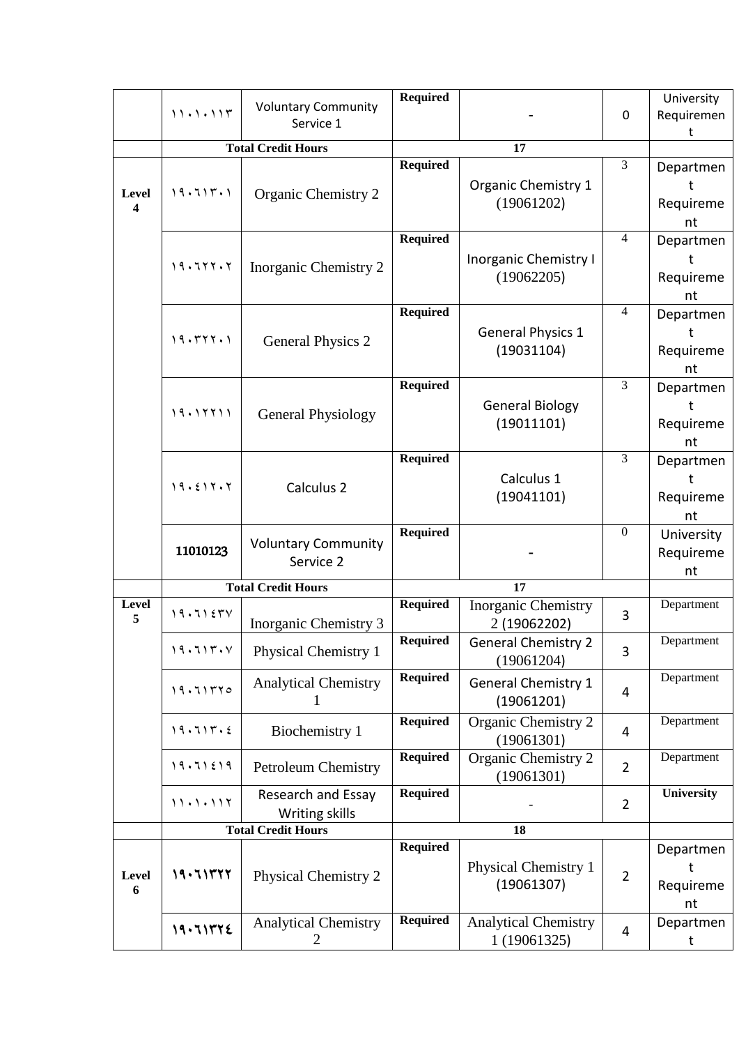| | | | | | | |
|---|---|---|---|---|---|---|
| | ١١٠١٠١١٣ | Voluntary Community Service 1 | Required | - | 0 | University Requirement |
| | Total Credit Hours | | 17 | | | |
| Level 4 | ١٩٠٦١٣٠١ | Organic Chemistry 2 | Required | Organic Chemistry 1 (19061202) | 3 | Department Requirement |
| | ١٩٠٦٢٢٠٢ | Inorganic Chemistry 2 | Required | Inorganic Chemistry I (19062205) | 4 | Department Requirement |
| | ١٩٠٣٢٢٠١ | General Physics 2 | Required | General Physics 1 (19031104) | 4 | Department Requirement |
| | ١٩٠١٢٢١١ | General Physiology | Required | General Biology (19011101) | 3 | Department Requirement |
| | ١٩٠٤١٢٠٢ | Calculus 2 | Required | Calculus 1 (19041101) | 3 | Department Requirement |
| | 11010123 | Voluntary Community Service 2 | Required | - | 0 | University Requirement |
| | Total Credit Hours | | 17 | | | |
| Level 5 | ١٩٠٦١٤٣٧ | Inorganic Chemistry 3 | Required | Inorganic Chemistry 2 (19062202) | 3 | Department |
| | ١٩٠٦١٣٠٧ | Physical Chemistry 1 | Required | General Chemistry 2 (19061204) | 3 | Department |
| | ١٩٠٦١٣٢٥ | Analytical Chemistry 1 | Required | General Chemistry 1 (19061201) | 4 | Department |
| | ١٩٠٦١٣٠٤ | Biochemistry 1 | Required | Organic Chemistry 2 (19061301) | 4 | Department |
| | ١٩٠٦١٤١٩ | Petroleum Chemistry | Required | Organic Chemistry 2 (19061301) | 2 | Department |
| | ١١٠١٠١١٢ | Research and Essay Writing skills | Required | - | 2 | **University** |
| | Total Credit Hours | | 18 | | | |
| Level 6 | ١٩٠٦١٣٢٢ | Physical Chemistry 2 | Required | Physical Chemistry 1 (19061307) | 2 | Department Requirement |
| | ١٩٠٦١٣٢٤ | Analytical Chemistry 2 | Required | Analytical Chemistry 1 (19061325) | 4 | Department |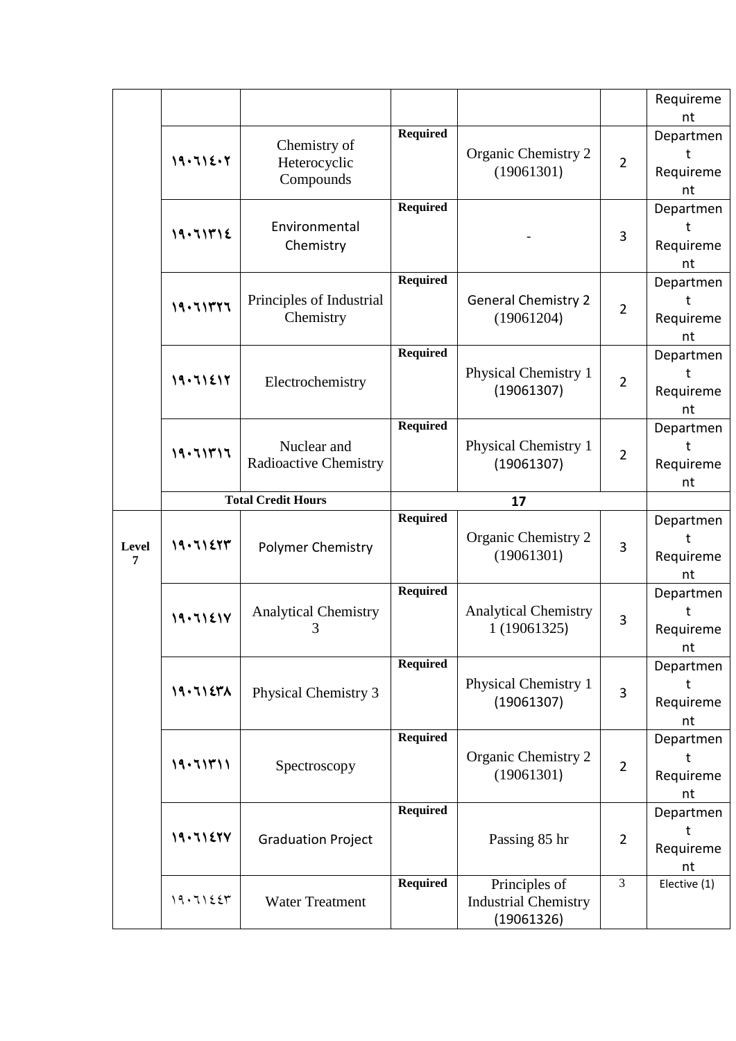| | | | | | | Requirement |
|---|---|---|---|---|---|---|
| | ١٩٠٦١٤٠٢ | Chemistry of Heterocyclic Compounds | Required | Organic Chemistry 2 (19061301) | 2 | Department Requirement |
| | ١٩٠٦١٣١٤ | Environmental Chemistry | Required | - | 3 | Department Requirement |
| | ١٩٠٦١٣٢٦ | Principles of Industrial Chemistry | Required | General Chemistry 2 (19061204) | 2 | Department Requirement |
| | ١٩٠٦١٤١٢ | Electrochemistry | Required | Physical Chemistry 1 (19061307) | 2 | Department Requirement |
| | ١٩٠٦١٣١٦ | Nuclear and Radioactive Chemistry | Required | Physical Chemistry 1 (19061307) | 2 | Department Requirement |
| | **Total Credit Hours** | | **17** | | | |
| **Level 7** | ١٩٠٦١٤٢٣ | Polymer Chemistry | Required | Organic Chemistry 2 (19061301) | 3 | Department Requirement |
| | ١٩٠٦١٤١٧ | Analytical Chemistry 3 | Required | Analytical Chemistry 1 (19061325) | 3 | Department Requirement |
| | ١٩٠٦١٤٣٨ | Physical Chemistry 3 | Required | Physical Chemistry 1 (19061307) | 3 | Department Requirement |
| | ١٩٠٦١٣١١ | Spectroscopy | Required | Organic Chemistry 2 (19061301) | 2 | Department Requirement |
| | ١٩٠٦١٤٢٧ | Graduation Project | Required | Passing 85 hr | 2 | Department Requirement |
| | ١٩٠٦١٤٤٣ | Water Treatment | Required | Principles of Industrial Chemistry (19061326) | 3 | Elective (1) |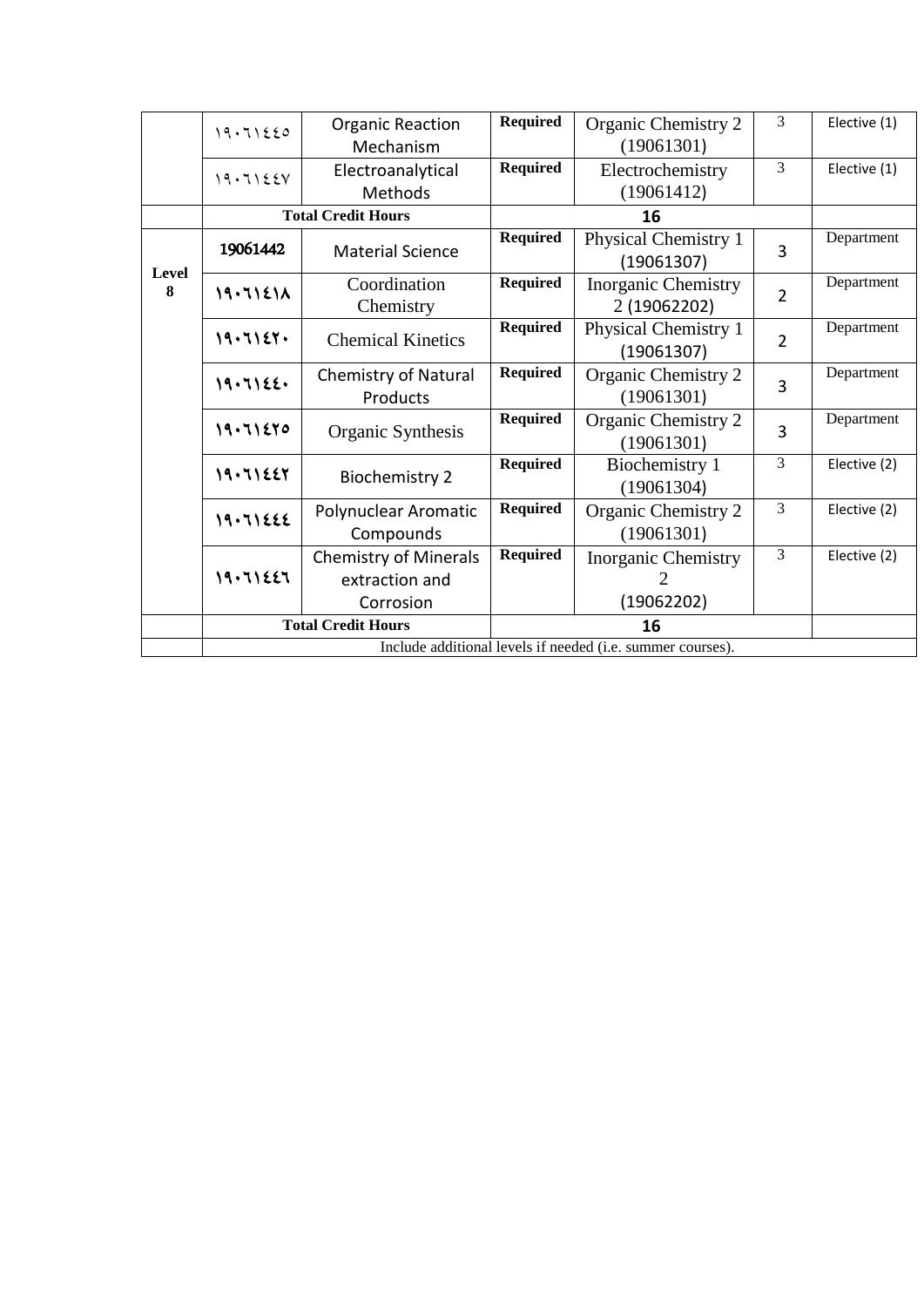| | | | | | | |
|---|---|---|---|---|---|---|
| | ١٩٠٦١٤٤٥ | Organic Reaction Mechanism | **Required** | Organic Chemistry 2 (19061301) | 3 | Elective (1) |
| | ١٩٠٦١٤٤٧ | Electroanalytical Methods | **Required** | Electrochemistry (19061412) | 3 | Elective (1) |
| | **Total Credit Hours** | | **16** | | | |
| **Level 8** | 19061442 | Material Science | **Required** | Physical Chemistry 1 (19061307) | 3 | Department |
| | ١٩٠٦١٤١٨ | Coordination Chemistry | **Required** | Inorganic Chemistry 2 (19062202) | 2 | Department |
| | ١٩٠٦١٤٢٠ | Chemical Kinetics | **Required** | Physical Chemistry 1 (19061307) | 2 | Department |
| | ١٩٠٦١٤٤٠ | Chemistry of Natural Products | **Required** | Organic Chemistry 2 (19061301) | 3 | Department |
| | ١٩٠٦١٤٢٥ | Organic Synthesis | **Required** | Organic Chemistry 2 (19061301) | 3 | Department |
| | ١٩٠٦١٤٤٢ | Biochemistry 2 | **Required** | Biochemistry 1 (19061304) | 3 | Elective (2) |
| | ١٩٠٦١٤٤٤ | Polynuclear Aromatic Compounds | **Required** | Organic Chemistry 2 (19061301) | 3 | Elective (2) |
| | ١٩٠٦١٤٤٦ | Chemistry of Minerals extraction and Corrosion | **Required** | Inorganic Chemistry 2 (19062202) | 3 | Elective (2) |
| | **Total Credit Hours** | | **16** | | | |
| | Include additional levels if needed (i.e. summer courses). | | | | | |